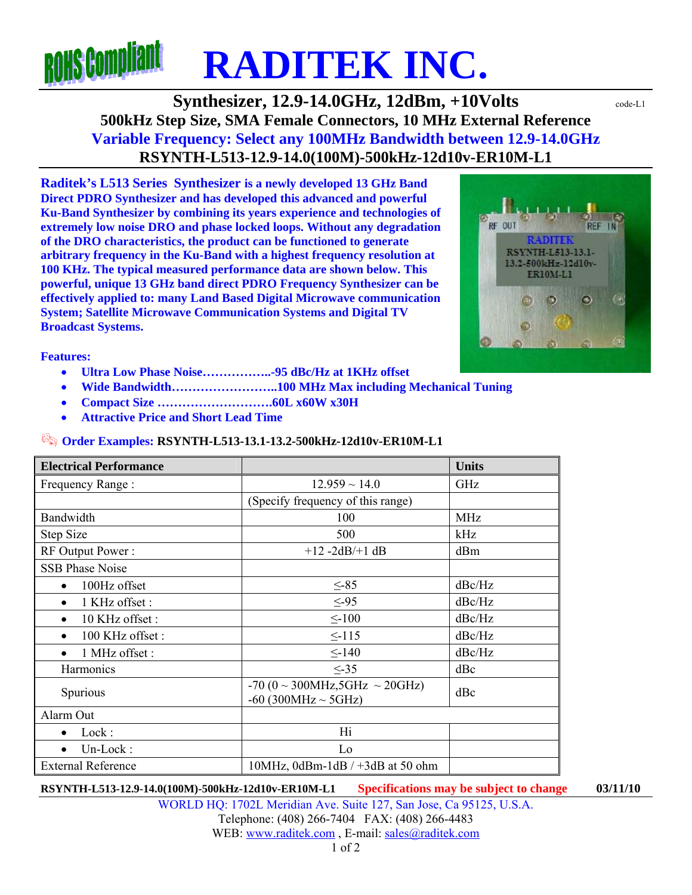# RADITEK INC.

## Synthesizer, 12.9-14.0GHz, 12dBm, +10Volts

code-L1

**500kHz Step Size, SMA Female Connectors, 10 MHz External Reference**

**Variable Frequency: Select any 100MHz Bandwidth between 12.9-14.0GHz**

**RSYNTH-L513-12.9-14.0(100M)-500kHz-12d10v-ER10M-L1**

**Raditek's L513 Series Synthesizer is a newly developed 13 GHz Band Direct PDRO Synthesizer and has developed this advanced and powerful Ku-Band Synthesizer by combining its years experience and technologies of extremely low noise DRO and phase locked loops. Without any degradation of the DRO characteristics, the product can be functioned to generate arbitrary frequency in the Ku-Band with a highest frequency resolution at 100 KHz. The typical measured performance data are shown below. This powerful, unique 13 GHz band direct PDRO Frequency Synthesizer can be effectively applied to: many Land Based Digital Microwave communication System; Satellite Microwave Communication Systems and Digital TV Broadcast Systems.**

**Features:**

- **Ultra Low Phase Noise……………..-95 dBc/Hz at 1KHz offset**
- **Wide Bandwidth……………………..100 MHz Max including Mechanical Tuning**
- **Compact Size ……………………….60L x60W x30H**
- **Attractive Price and Short Lead Time**

**Order Examples: RSYNTH-L513-13.1-13.2-500kHz-12d10v-ER10M-L1**

| Electrical Performance | | Units |
|---|---|---|
| Frequency Range : | 12.959 ~ 14.0 | GHz |
| | (Specify frequency of this range) | |
| Bandwidth | 100 | MHz |
| Step Size | 500 | kHz |
| RF Output Power : | +12 -2dB/+1 dB | dBm |
| SSB Phase Noise | | |
| • 100Hz offset | ≤-85 | dBc/Hz |
| • 1 KHz offset : | ≤-95 | dBc/Hz |
| • 10 KHz offset : | ≤-100 | dBc/Hz |
| • 100 KHz offset : | ≤-115 | dBc/Hz |
| • 1 MHz offset : | ≤-140 | dBc/Hz |
| Harmonics | ≤-35 | dBc |
| Spurious | -70 (0 ~ 300MHz,5GHz ~ 20GHz)<br>-60 (300MHz ~ 5GHz) | dBc |
| Alarm Out | | |
| • Lock : | Hi | |
| • Un-Lock : | Lo | |
| External Reference | 10MHz, 0dBm-1dB / +3dB at 50 ohm | |

**RSYNTH-L513-12.9-14.0(100M)-500kHz-12d10v-ER10M-L1** **Specifications may be subject to change** **03/11/10**

WORLD HQ: 1702L Meridian Ave. Suite 127, San Jose, Ca 95125, U.S.A.
Telephone: (408) 266-7404 FAX: (408) 266-4483
WEB: www.raditek.com , E-mail: sales@raditek.com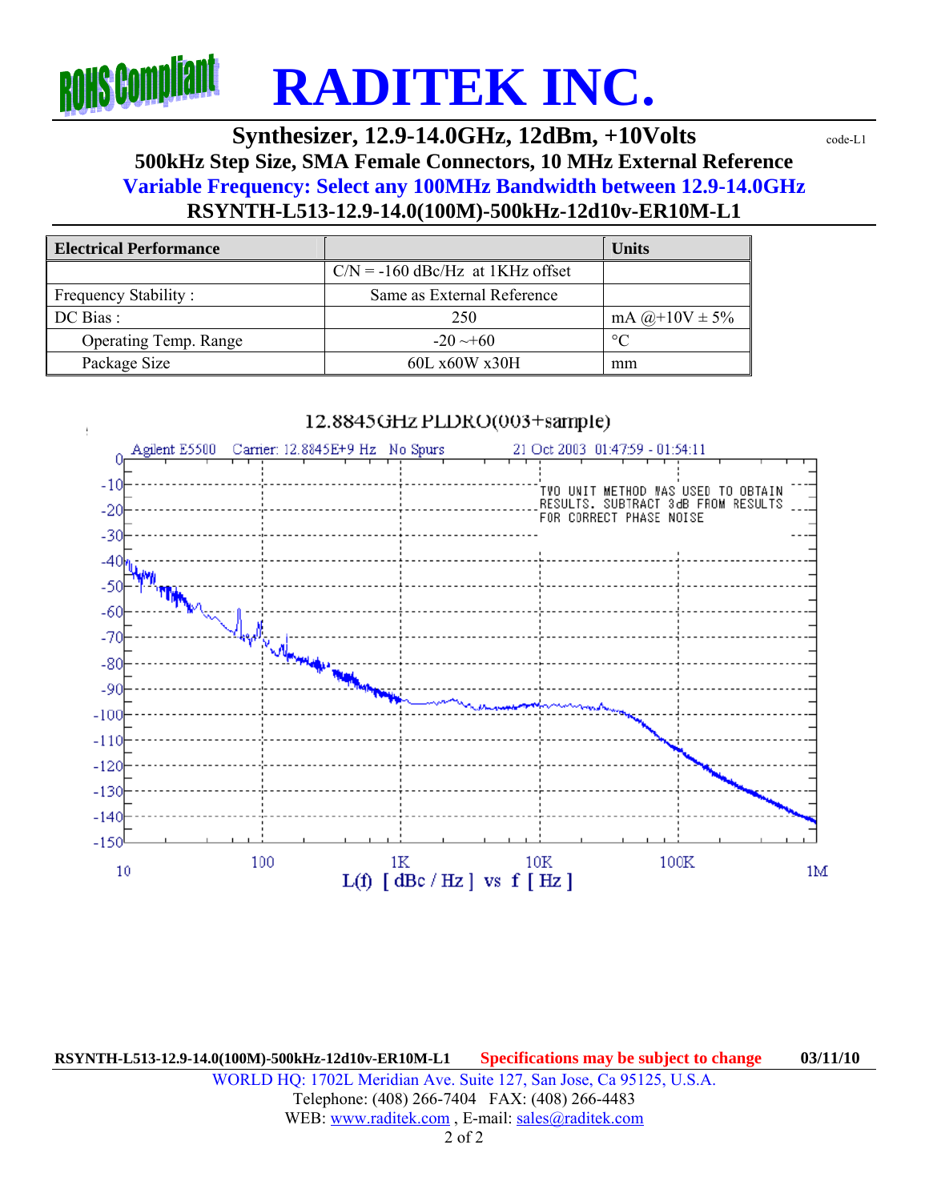# RADITEK INC.

RoHS Compliant

## Synthesizer, 12.9-14.0GHz, 12dBm, +10Volts

code-L1

**500kHz Step Size, SMA Female Connectors, 10 MHz External Reference**

**Variable Frequency: Select any 100MHz Bandwidth between 12.9-14.0GHz**

**RSYNTH-L513-12.9-14.0(100M)-500kHz-12d10v-ER10M-L1**

| Electrical Performance | | Units |
|---|---|---|
| | C/N = -160 dBc/Hz at 1KHz offset | |
| Frequency Stability : | Same as External Reference | |
| DC Bias : | 250 | mA @+10V ± 5% |
| Operating Temp. Range | -20 ~+60 | °C |
| Package Size | 60L x60W x30H | mm |

12.8845GHz PLDRO(003+sample)

Agilent E5500 Carrier: 12.8845E+9 Hz No Spurs 21 Oct 2003 01:47:59 - 01:54:11

TWO UNIT METHOD WAS USED TO OBTAIN RESULTS. SUBTRACT 3dB FROM RESULTS FOR CORRECT PHASE NOISE

0
-10
-20
-30
-40
-50
-60
-70
-80
-90
-100
-110
-120
-130
-140
-150

10 100 1K 10K 100K 1M

L(f) [ dBc / Hz ] vs f [ Hz ]

RSYNTH-L513-12.9-14.0(100M)-500kHz-12d10v-ER10M-L1 **Specifications may be subject to change** 03/11/10

WORLD HQ: 1702L Meridian Ave. Suite 127, San Jose, Ca 95125, U.S.A.
Telephone: (408) 266-7404 FAX: (408) 266-4483
WEB: www.raditek.com , E-mail: sales@raditek.com